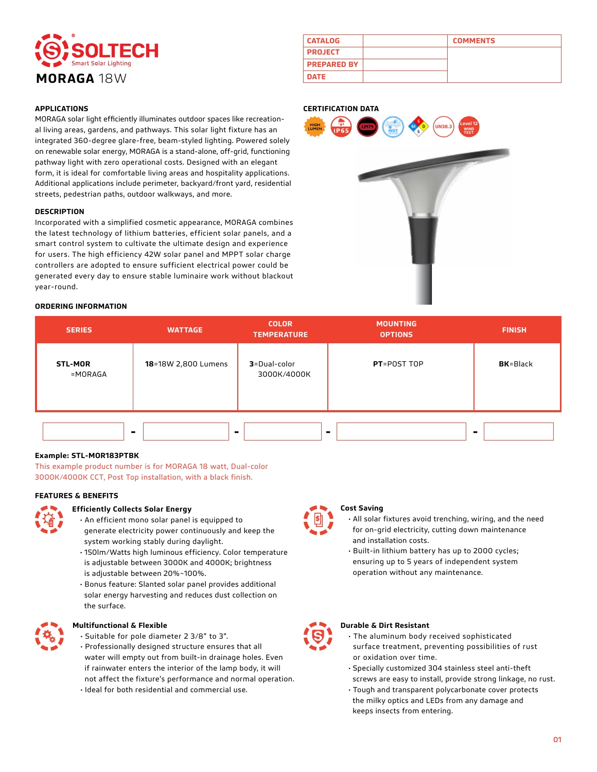# SOLTECH

Smart Solar Lighting

## MORAGA 18W

| CATALOG | | COMMENTS |
| --- | --- | --- |
| PROJECT | | |
| PREPARED BY | | |
| DATE | | |

### APPLICATIONS

MORAGA solar light efficiently illuminates outdoor spaces like recreational living areas, gardens, and pathways. This solar light fixture has an integrated 360-degree glare-free, beam-styled lighting. Powered solely on renewable solar energy, MORAGA is a stand-alone, off-grid, functioning pathway light with zero operational costs. Designed with an elegant form, it is ideal for comfortable living areas and hospitality applications. Additional applications include perimeter, backyard/front yard, residential streets, pedestrian paths, outdoor walkways, and more.

### DESCRIPTION

Incorporated with a simplified cosmetic appearance, MORAGA combines the latest technology of lithium batteries, efficient solar panels, and a smart control system to cultivate the ultimate design and experience for users. The high efficiency 42W solar panel and MPPT solar charge controllers are adopted to ensure sufficient electrical power could be generated every day to ensure stable luminaire work without blackout year-round.

### CERTIFICATION DATA

HIGH LUMEN · IP65 · LM79 · WET · UN38.3 · Level 12 WIND TEST

### ORDERING INFORMATION

| SERIES | WATTAGE | COLOR TEMPERATURE | MOUNTING OPTIONS | FINISH |
| --- | --- | --- | --- | --- |
| **STL-MOR** =MORAGA | **18**=18W 2,800 Lumens | **3**=Dual-color 3000K/4000K | **PT**=POST TOP | **BK**=Black |

**Example: STL-MOR183PTBK**

This example product number is for MORAGA 18 watt, Dual-color 3000K/4000K CCT, Post Top installation, with a black finish.

### FEATURES & BENEFITS

**Efficiently Collects Solar Energy**

- An efficient mono solar panel is equipped to generate electricity power continuously and keep the system working stably during daylight.
- 150lm/Watts high luminous efficiency. Color temperature is adjustable between 3000K and 4000K; brightness is adjustable between 20%~100%.
- Bonus feature: Slanted solar panel provides additional solar energy harvesting and reduces dust collection on the surface.

**Multifunctional & Flexible**

- Suitable for pole diameter 2 3/8" to 3".
- Professionally designed structure ensures that all water will empty out from built-in drainage holes. Even if rainwater enters the interior of the lamp body, it will not affect the fixture's performance and normal operation.
- Ideal for both residential and commercial use.

**Cost Saving**

- All solar fixtures avoid trenching, wiring, and the need for on-grid electricity, cutting down maintenance and installation costs.
- Built-in lithium battery has up to 2000 cycles; ensuring up to 5 years of independent system operation without any maintenance.

**Durable & Dirt Resistant**

- The aluminum body received sophisticated surface treatment, preventing possibilities of rust or oxidation over time.
- Specially customized 304 stainless steel anti-theft screws are easy to install, provide strong linkage, no rust.
- Tough and transparent polycarbonate cover protects the milky optics and LEDs from any damage and keeps insects from entering.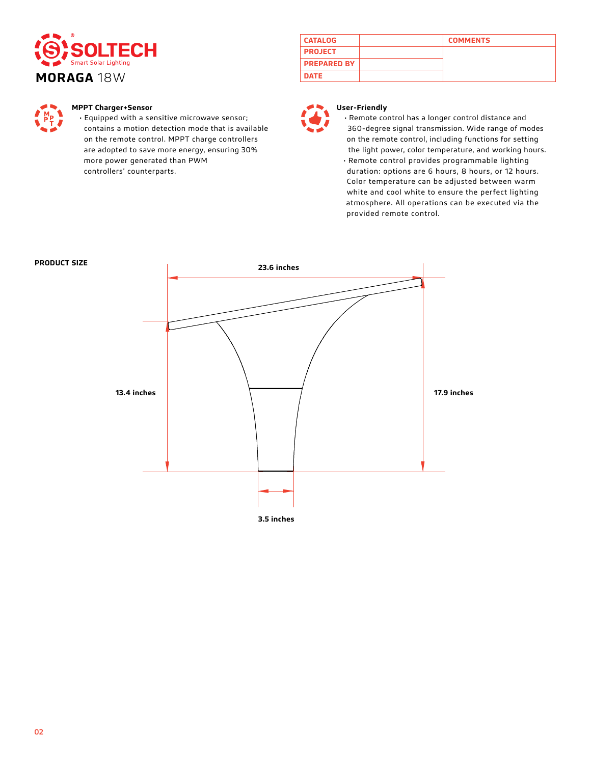SOLTECH
Smart Solar Lighting

# MORAGA 18W

| CATALOG | | COMMENTS |
|---|---|---|
| PROJECT | | |
| PREPARED BY | | |
| DATE | | |

### MPPT Charger+Sensor

- Equipped with a sensitive microwave sensor; contains a motion detection mode that is available on the remote control. MPPT charge controllers are adopted to save more energy, ensuring 30% more power generated than PWM controllers' counterparts.

### User-Friendly

- Remote control has a longer control distance and 360-degree signal transmission. Wide range of modes on the remote control, including functions for setting the light power, color temperature, and working hours.
- Remote control provides programmable lighting duration: options are 6 hours, 8 hours, or 12 hours. Color temperature can be adjusted between warm white and cool white to ensure the perfect lighting atmosphere. All operations can be executed via the provided remote control.

### PRODUCT SIZE

23.6 inches

13.4 inches

17.9 inches

3.5 inches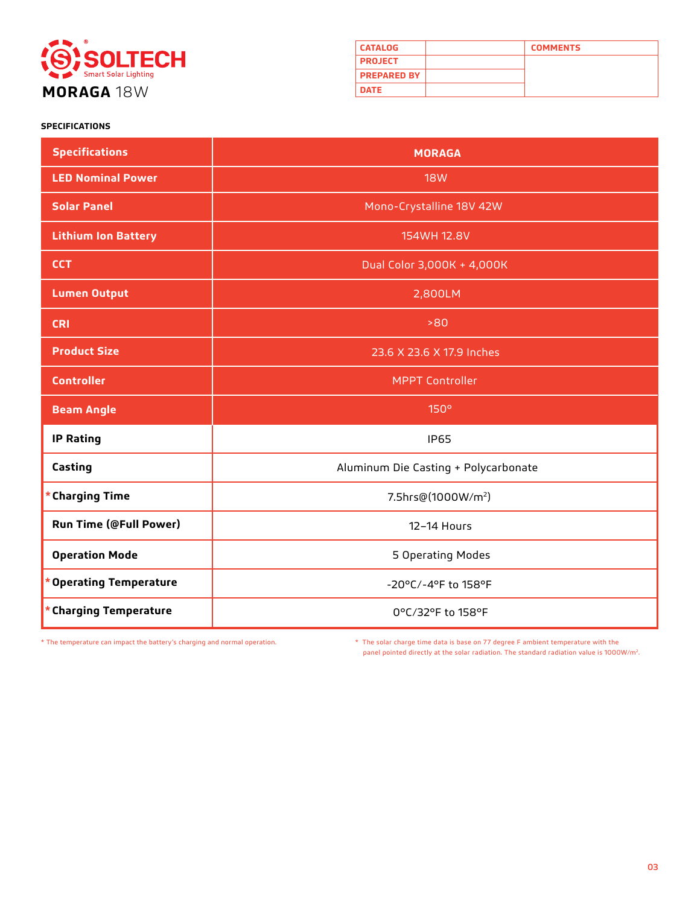SOLTECH®
Smart Solar Lighting

# MORAGA 18W

| CATALOG | | COMMENTS |
|---|---|---|
| PROJECT | | |
| PREPARED BY | | |
| DATE | | |

## SPECIFICATIONS

| Specifications | MORAGA |
|---|---|
| LED Nominal Power | 18W |
| Solar Panel | Mono-Crystalline 18V 42W |
| Lithium Ion Battery | 154WH 12.8V |
| CCT | Dual Color 3,000K + 4,000K |
| Lumen Output | 2,800LM |
| CRI | >80 |
| Product Size | 23.6 X 23.6 X 17.9 Inches |
| Controller | MPPT Controller |
| Beam Angle | 150° |
| IP Rating | IP65 |
| Casting | Aluminum Die Casting + Polycarbonate |
| *Charging Time | 7.5hrs@(1000W/m$^2$) |
| Run Time (@Full Power) | 12–14 Hours |
| Operation Mode | 5 Operating Modes |
| *Operating Temperature | -20°C/-4°F to 158°F |
| *Charging Temperature | 0°C/32°F to 158°F |

* The temperature can impact the battery's charging and normal operation.

* The solar charge time data is base on 77 degree F ambient temperature with the panel pointed directly at the solar radiation. The standard radiation value is 1000W/m$^2$.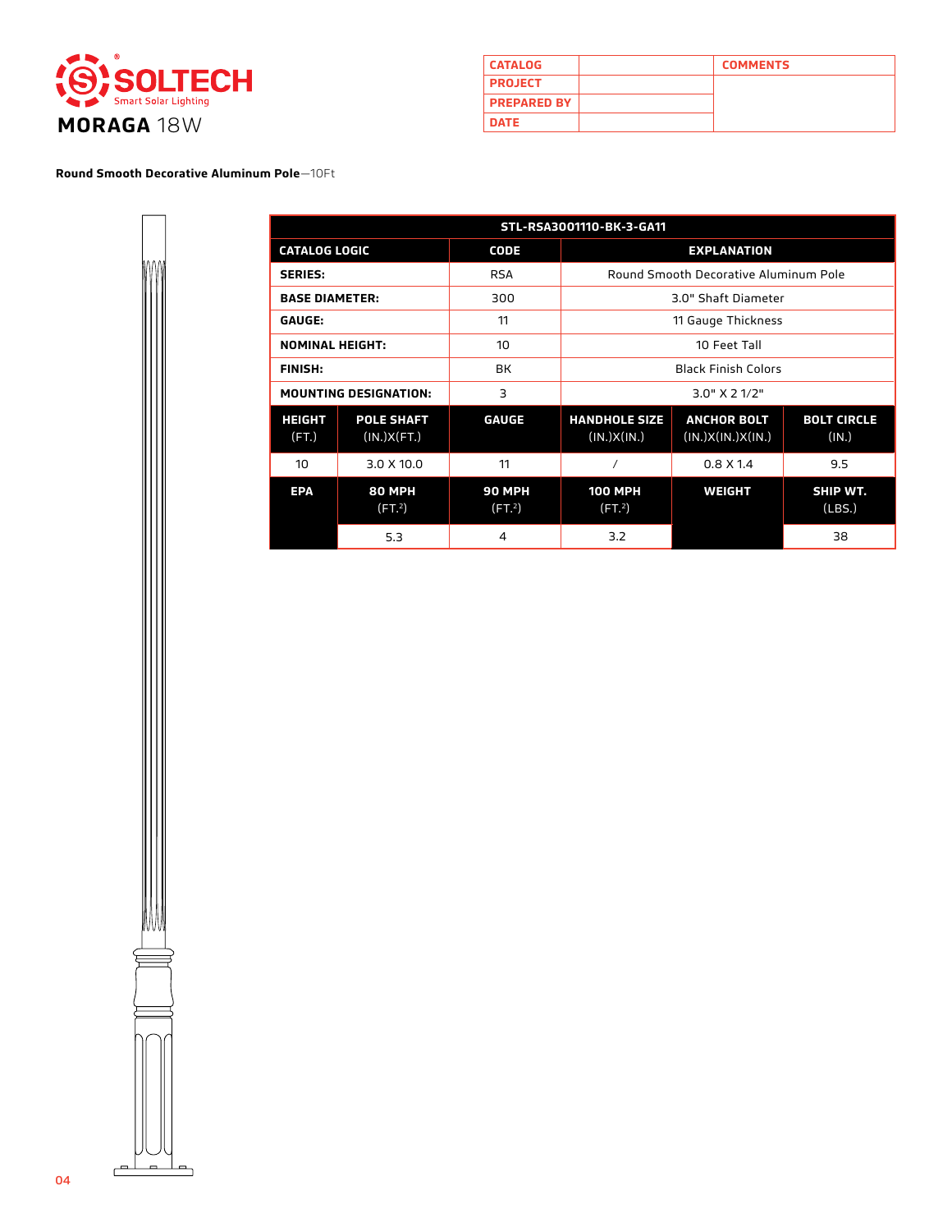**SOLTECH** Smart Solar Lighting

# MORAGA 18W

| CATALOG | | COMMENTS |
| --- | --- | --- |
| PROJECT | | |
| PREPARED BY | | |
| DATE | | |

**Round Smooth Decorative Aluminum Pole**—10Ft

| STL-RSA3001110-BK-3-GA11 | | | | | |
| --- | --- | --- | --- | --- | --- |
| **CATALOG LOGIC** | | **CODE** | **EXPLANATION** | | |
| **SERIES:** | | RSA | Round Smooth Decorative Aluminum Pole | | |
| **BASE DIAMETER:** | | 300 | 3.0" Shaft Diameter | | |
| **GAUGE:** | | 11 | 11 Gauge Thickness | | |
| **NOMINAL HEIGHT:** | | 10 | 10 Feet Tall | | |
| **FINISH:** | | BK | Black Finish Colors | | |
| **MOUNTING DESIGNATION:** | | 3 | 3.0" X 2 1/2" | | |
| **HEIGHT** (FT.) | **POLE SHAFT** (IN.)X(FT.) | **GAUGE** | **HANDHOLE SIZE** (IN.)X(IN.) | **ANCHOR BOLT** (IN.)X(IN.)X(IN.) | **BOLT CIRCLE** (IN.) |
| 10 | 3.0 X 10.0 | 11 | / | 0.8 X 1.4 | 9.5 |
| **EPA** | **80 MPH** (FT.²) | **90 MPH** (FT.²) | **100 MPH** (FT.²) | **WEIGHT** | **SHIP WT.** (LBS.) |
| | 5.3 | 4 | 3.2 | | 38 |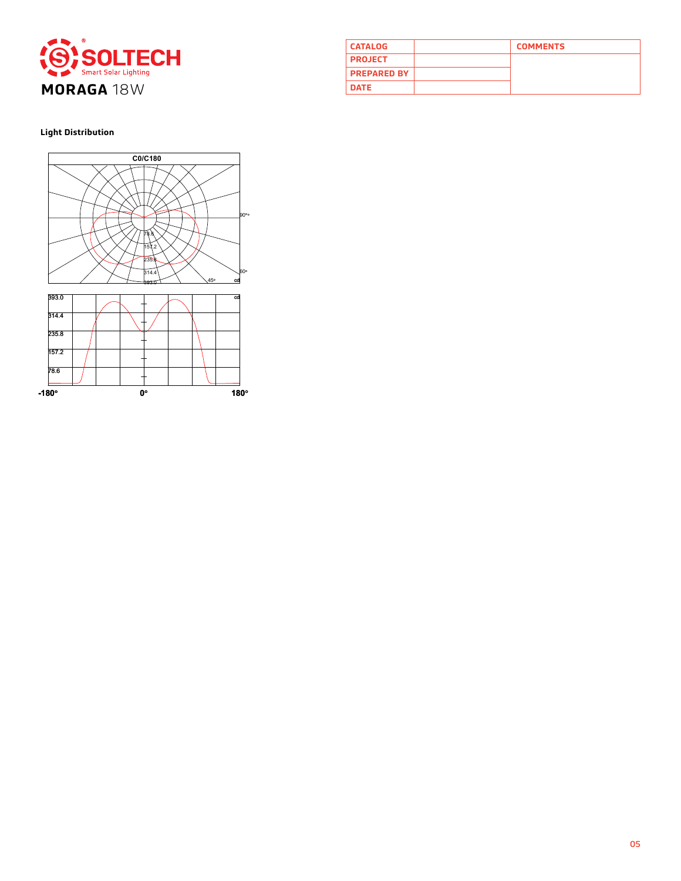# MORAGA 18W

| CATALOG | | COMMENTS |
|---|---|---|
| PROJECT | | |
| PREPARED BY | | |
| DATE | | |

**Light Distribution**

C0/C180

90°
60°
45°
cd

78.6
157.2
235.8
314.4
393.0

cd

393.0
314.4
235.8
157.2
78.6

-180° 0° 180°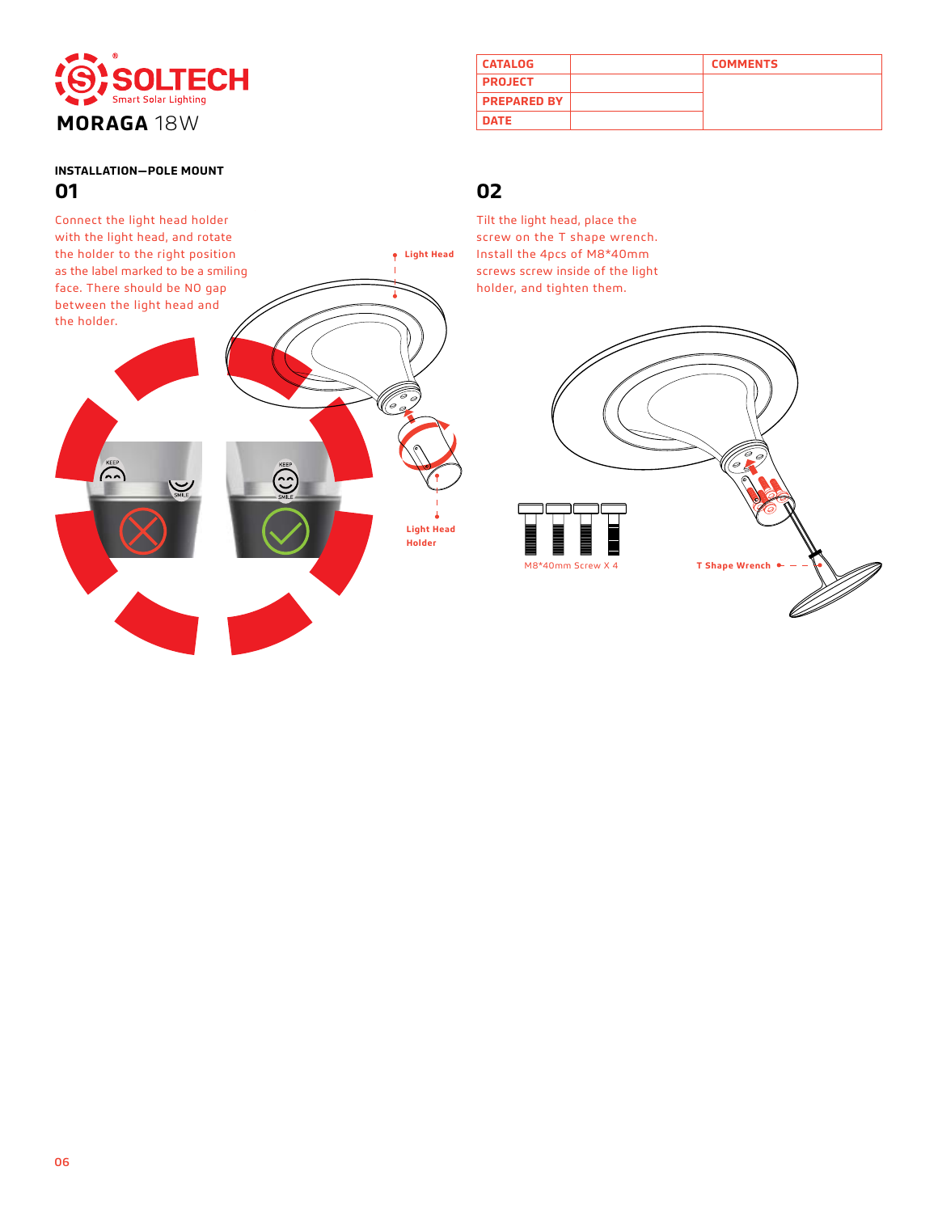# SOLTECH

Smart Solar Lighting

**MORAGA** 18W

| CATALOG | | COMMENTS |
|---|---|---|
| PROJECT | | |
| PREPARED BY | | |
| DATE | | |

### INSTALLATION—POLE MOUNT

## 01

Connect the light head holder with the light head, and rotate the holder to the right position as the label marked to be a smiling face. There should be NO gap between the light head and the holder.

Light Head

Light Head Holder

## 02

Tilt the light head, place the screw on the T shape wrench. Install the 4pcs of M8*40mm screws screw inside of the light holder, and tighten them.

M8*40mm Screw X 4

T Shape Wrench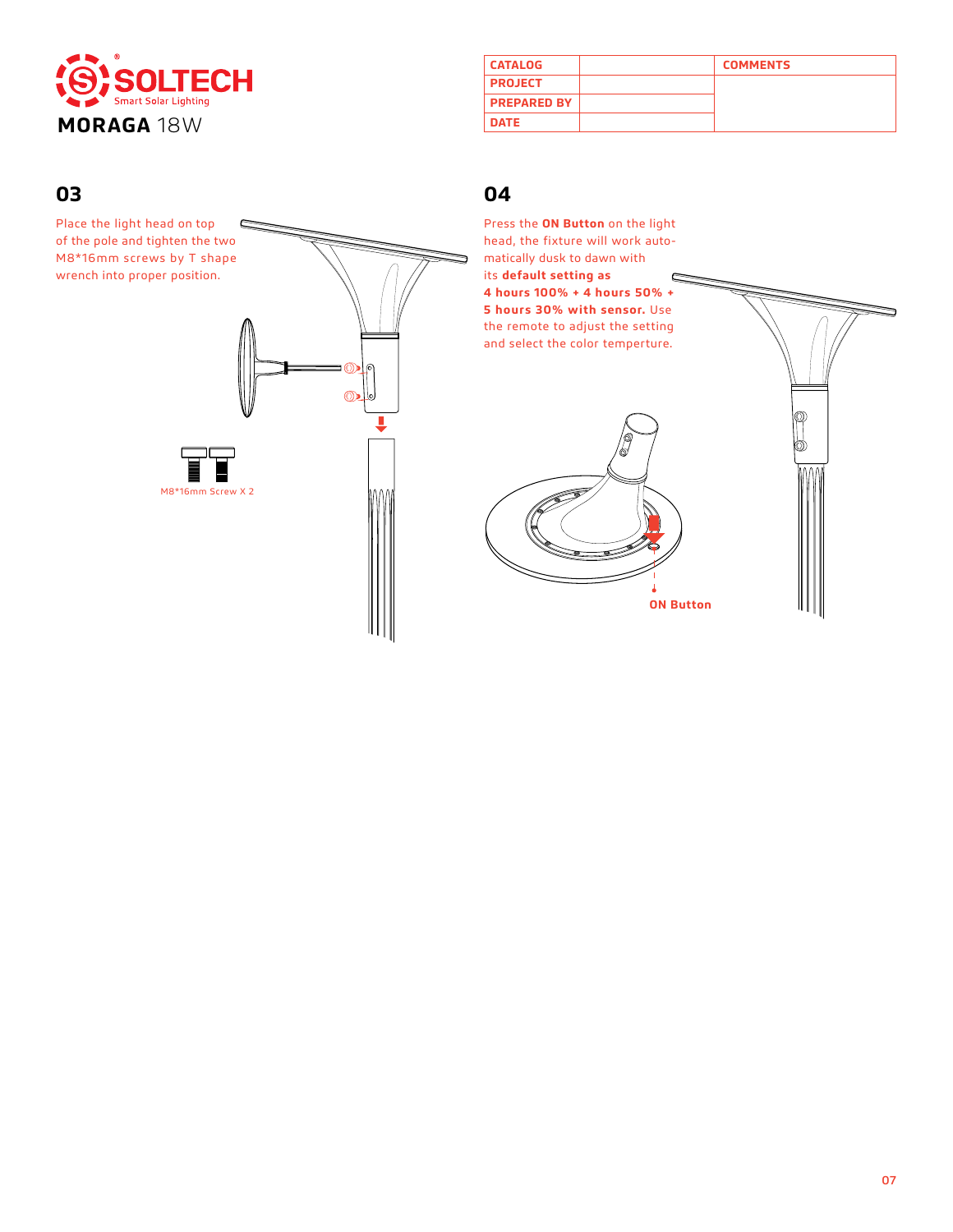**SOLTECH**
Smart Solar Lighting

**MORAGA** 18W

| CATALOG | | COMMENTS |
|---|---|---|
| PROJECT | | |
| PREPARED BY | | |
| DATE | | |

## 03

Place the light head on top of the pole and tighten the two M8*16mm screws by T shape wrench into proper position.

M8*16mm Screw X 2

## 04

Press the **ON Button** on the light head, the fixture will work automatically dusk to dawn with its **default setting as 4 hours 100% + 4 hours 50% + 5 hours 30% with sensor.** Use the remote to adjust the setting and select the color temperture.

**ON Button**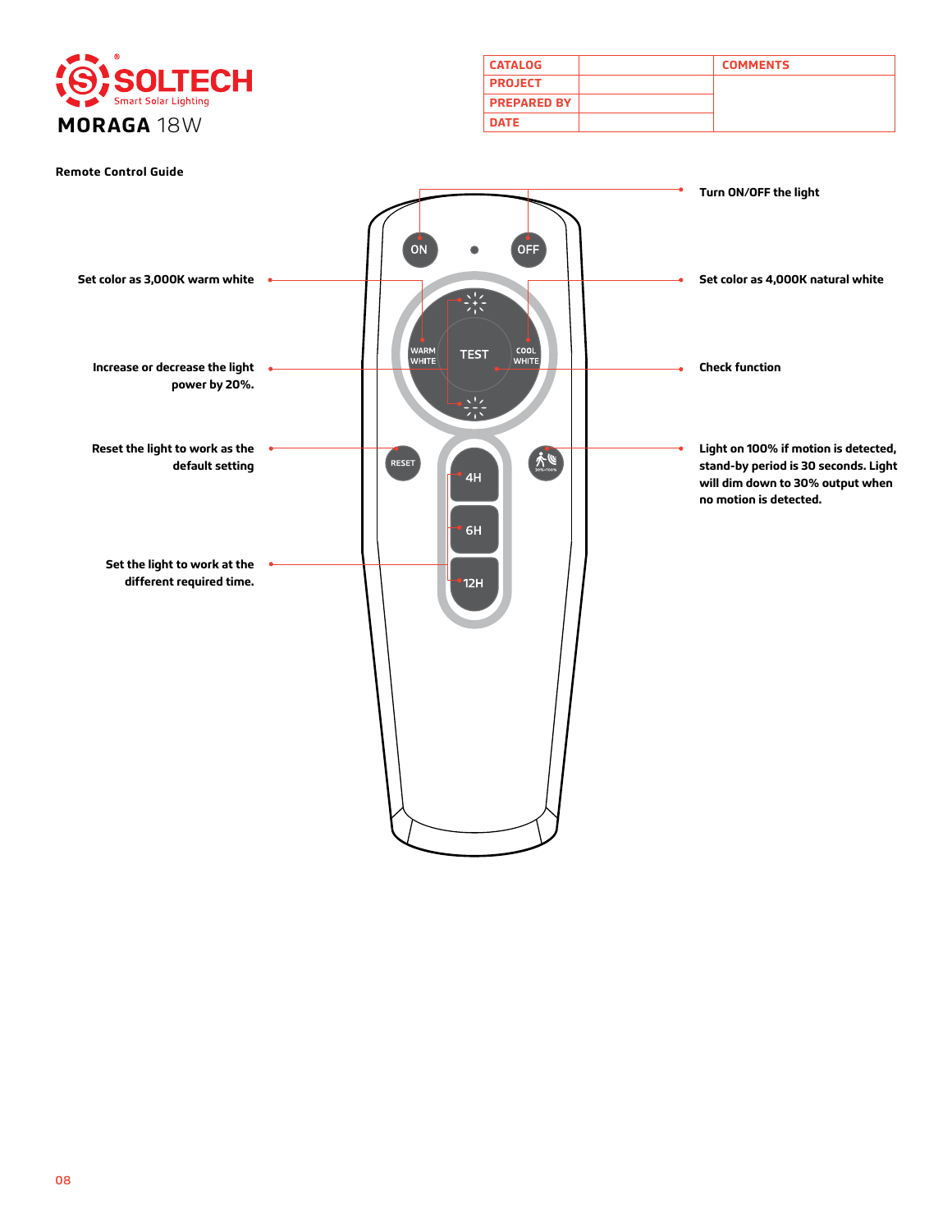# SOLTECH

Smart Solar Lighting

**MORAGA** 18W

| CATALOG | | COMMENTS |
|---|---|---|
| PROJECT | | |
| PREPARED BY | | |
| DATE | | |

**Remote Control Guide**

Turn ON/OFF the light

Set color as 3,000K warm white

Set color as 4,000K natural white

Increase or decrease the light power by 20%.

Check function

Reset the light to work as the default setting

Light on 100% if motion is detected, stand-by period is 30 seconds. Light will dim down to 30% output when no motion is detected.

Set the light to work at the different required time.

ON

OFF

WARM WHITE

TEST

COOL WHITE

RESET

4H

6H

12H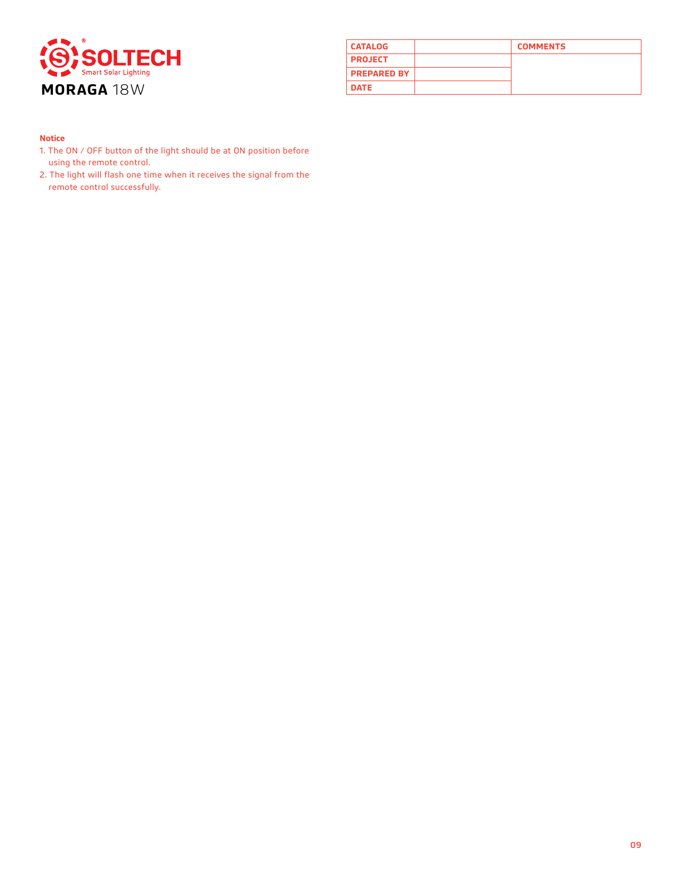**SOLTECH**
Smart Solar Lighting

# MORAGA 18W

| CATALOG | | COMMENTS |
|---|---|---|
| PROJECT | | |
| PREPARED BY | | |
| DATE | | |

**Notice**

1. The ON / OFF button of the light should be at ON position before using the remote control.
2. The light will flash one time when it receives the signal from the remote control successfully.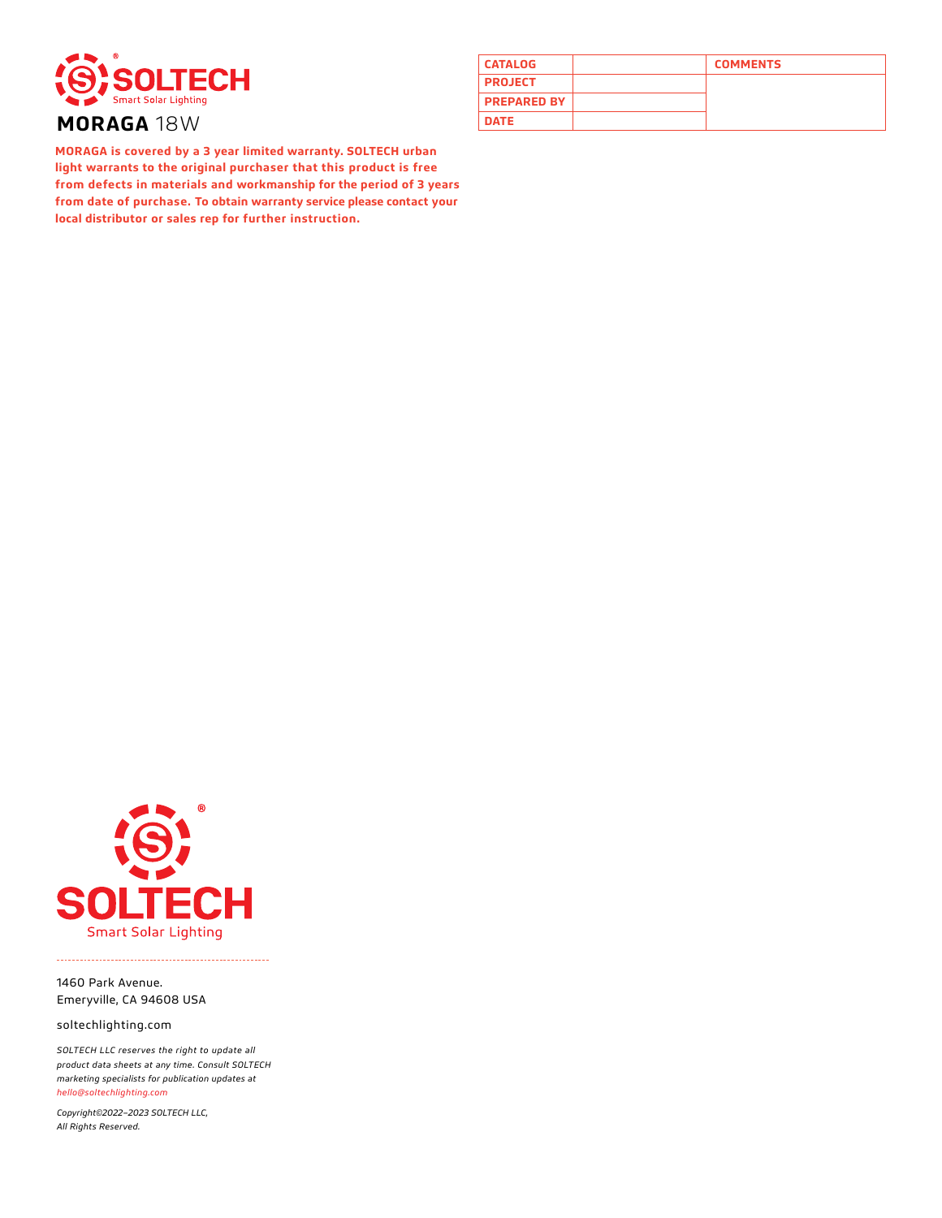# MORAGA 18W

| CATALOG | | COMMENTS |
|---|---|---|
| PROJECT | | |
| PREPARED BY | | |
| DATE | | |

**MORAGA is covered by a 3 year limited warranty. SOLTECH urban light warrants to the original purchaser that this product is free from defects in materials and workmanship for the period of 3 years from date of purchase. To obtain warranty service please contact your local distributor or sales rep for further instruction.**

SOLTECH
Smart Solar Lighting

1460 Park Avenue.
Emeryville, CA 94608 USA

soltechlighting.com

*SOLTECH LLC reserves the right to update all product data sheets at any time. Consult SOLTECH marketing specialists for publication updates at hello@soltechlighting.com*

*Copyright©2022–2023 SOLTECH LLC, All Rights Reserved.*